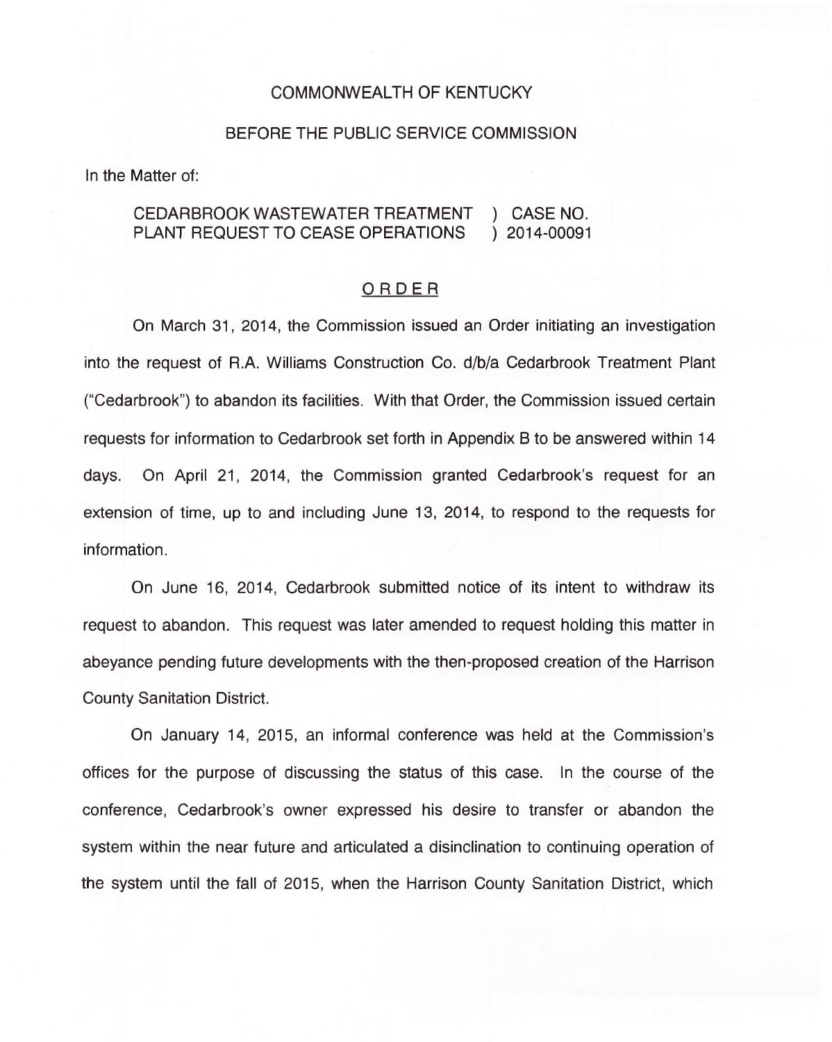COMMONWEALTH OF KENTUCKY

BEFORE THE PUBLIC SERVICE COMMISSION

In the Matter of:

CEDARBROOK WASTEWATER TREATMENT PLANT REQUEST TO CEASE OPERATIONS ) CASE NO. 2014-00091

ORDER

On March 31, 2014, the Commission issued an Order initiating an investigation into the request of R.A. Williams Construction Co. d/b/a Cedarbrook Treatment Plant ("Cedarbrook") to abandon its facilities. With that Order, the Commission issued certain requests for information to Cedarbrook set forth in Appendix B to be answered within 14 days. On April 21, 2014, the Commission granted Cedarbrook's request for an extension of time, up to and including June 13, 2014, to respond to the requests for information.

On June 16, 2014, Cedarbrook submitted notice of its intent to withdraw its request to abandon. This request was later amended to request holding this matter in abeyance pending future developments with the then-proposed creation of the Harrison County Sanitation District.

On January 14, 2015, an informal conference was held at the Commission's offices for the purpose of discussing the status of this case. In the course of the conference, Cedarbrook's owner expressed his desire to transfer or abandon the system within the near future and articulated a disinclination to continuing operation of the system until the fall of 2015, when the Harrison County Sanitation District, which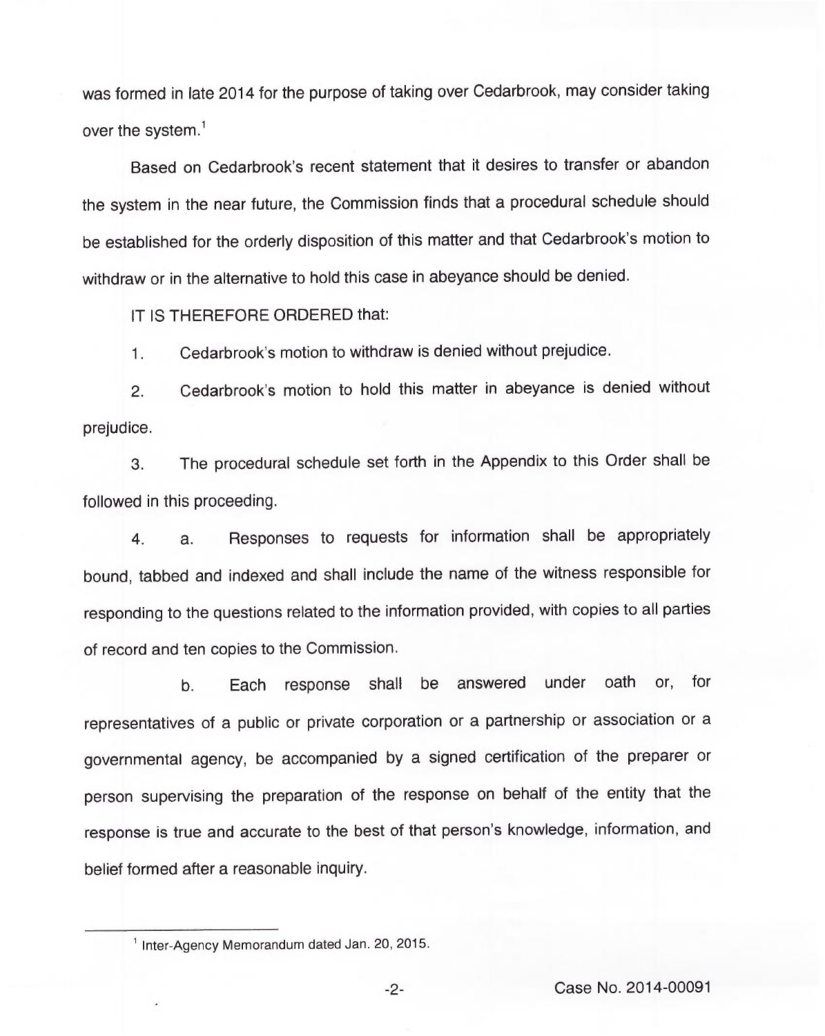was formed in late 2014 for the purpose of taking over Cedarbrook, may consider taking over the system.[1]

Based on Cedarbrook's recent statement that it desires to transfer or abandon the system in the near future, the Commission finds that a procedural schedule should be established for the orderly disposition of this matter and that Cedarbrook's motion to withdraw or in the alternative to hold this case in abeyance should be denied.

IT IS THEREFORE ORDERED that:

1. Cedarbrook's motion to withdraw is denied without prejudice.

2. Cedarbrook's motion to hold this matter in abeyance is denied without prejudice.

3. The procedural schedule set forth in the Appendix to this Order shall be followed in this proceeding.

4. a. Responses to requests for information shall be appropriately bound, tabbed and indexed and shall include the name of the witness responsible for responding to the questions related to the information provided, with copies to all parties of record and ten copies to the Commission.

   b. Each response shall be answered under oath or, for representatives of a public or private corporation or a partnership or association or a governmental agency, be accompanied by a signed certification of the preparer or person supervising the preparation of the response on behalf of the entity that the response is true and accurate to the best of that person's knowledge, information, and belief formed after a reasonable inquiry.

---

[1] Inter-Agency Memorandum dated Jan. 20, 2015.

Case No. 2014-00091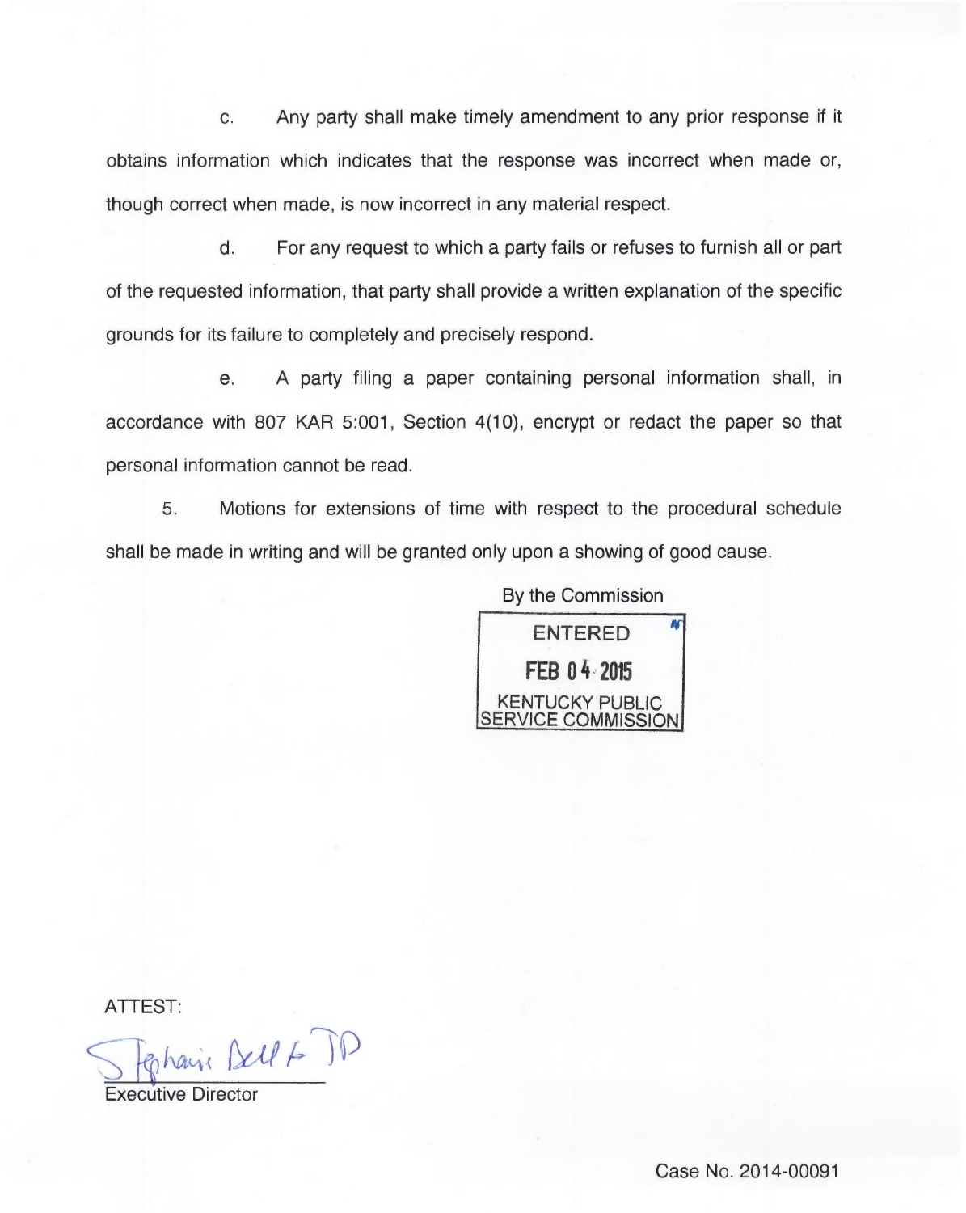c. Any party shall make timely amendment to any prior response if it obtains information which indicates that the response was incorrect when made or, though correct when made, is now incorrect in any material respect.

d. For any request to which a party fails or refuses to furnish all or part of the requested information, that party shall provide a written explanation of the specific grounds for its failure to completely and precisely respond.

e. A party filing a paper containing personal information shall, in accordance with 807 KAR 5:001, Section 4(10), encrypt or redact the paper so that personal information cannot be read.

5. Motions for extensions of time with respect to the procedural schedule shall be made in writing and will be granted only upon a showing of good cause.

By the Commission

ENTERED
FEB 04 2015
KENTUCKY PUBLIC SERVICE COMMISSION

ATTEST:

Stephanie Bell for JD

Executive Director

Case No. 2014-00091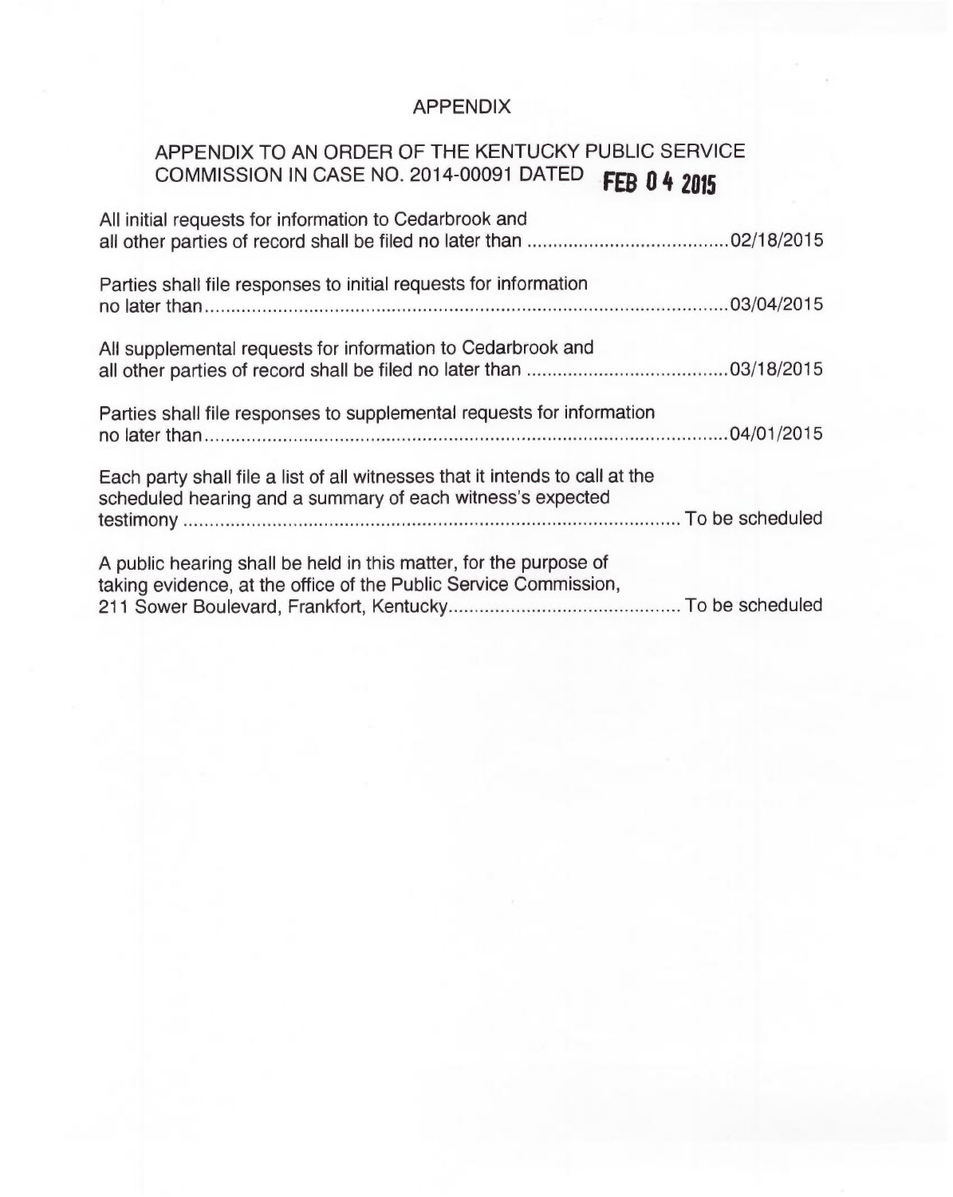# APPENDIX

## APPENDIX TO AN ORDER OF THE KENTUCKY PUBLIC SERVICE COMMISSION IN CASE NO. 2014-00091 DATED FEB 04 2015

All initial requests for information to Cedarbrook and all other parties of record shall be filed no later than ....................................... 02/18/2015

Parties shall file responses to initial requests for information no later than ....................................................................................... 03/04/2015

All supplemental requests for information to Cedarbrook and all other parties of record shall be filed no later than ....................................... 03/18/2015

Parties shall file responses to supplemental requests for information no later than ....................................................................................... 04/01/2015

Each party shall file a list of all witnesses that it intends to call at the scheduled hearing and a summary of each witness's expected testimony ....................................................................................... To be scheduled

A public hearing shall be held in this matter, for the purpose of taking evidence, at the office of the Public Service Commission, 211 Sower Boulevard, Frankfort, Kentucky ............................................ To be scheduled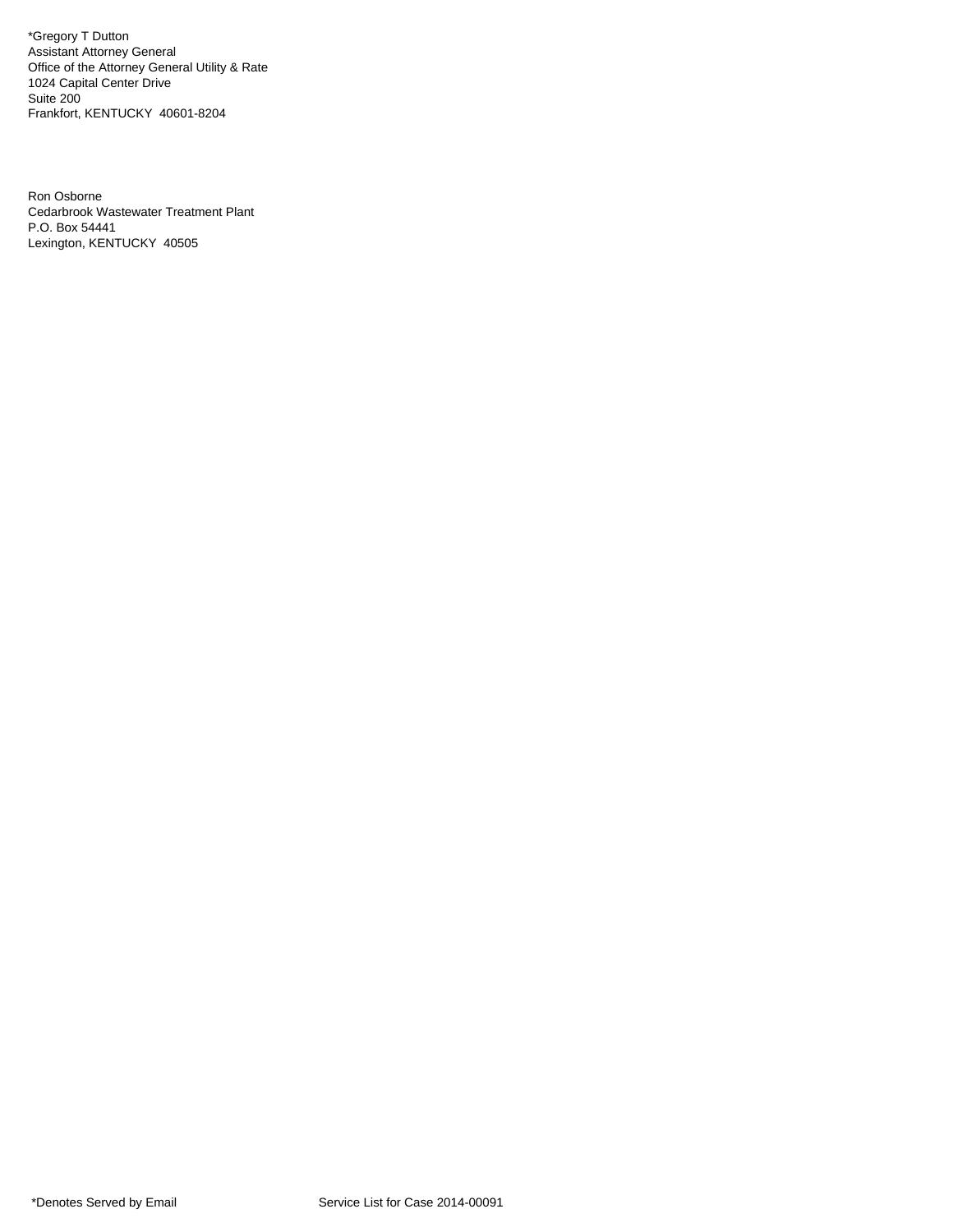*Gregory T Dutton
Assistant Attorney General
Office of the Attorney General Utility & Rate
1024 Capital Center Drive
Suite 200
Frankfort, KENTUCKY 40601-8204

Ron Osborne
Cedarbrook Wastewater Treatment Plant
P.O. Box 54441
Lexington, KENTUCKY 40505